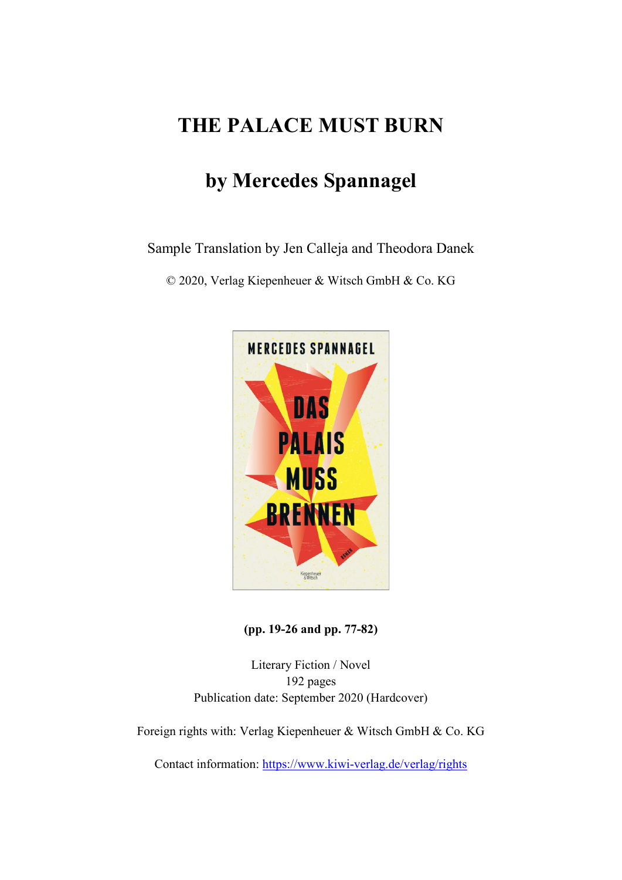# THE PALACE MUST BURN

## by Mercedes Spannagel

Sample Translation by Jen Calleja and Theodora Danek

© 2020, Verlag Kiepenheuer & Witsch GmbH & Co. KG

**(pp. 19-26 and pp. 77-82)**

Literary Fiction / Novel
192 pages
Publication date: September 2020 (Hardcover)

Foreign rights with: Verlag Kiepenheuer & Witsch GmbH & Co. KG

Contact information: https://www.kiwi-verlag.de/verlag/rights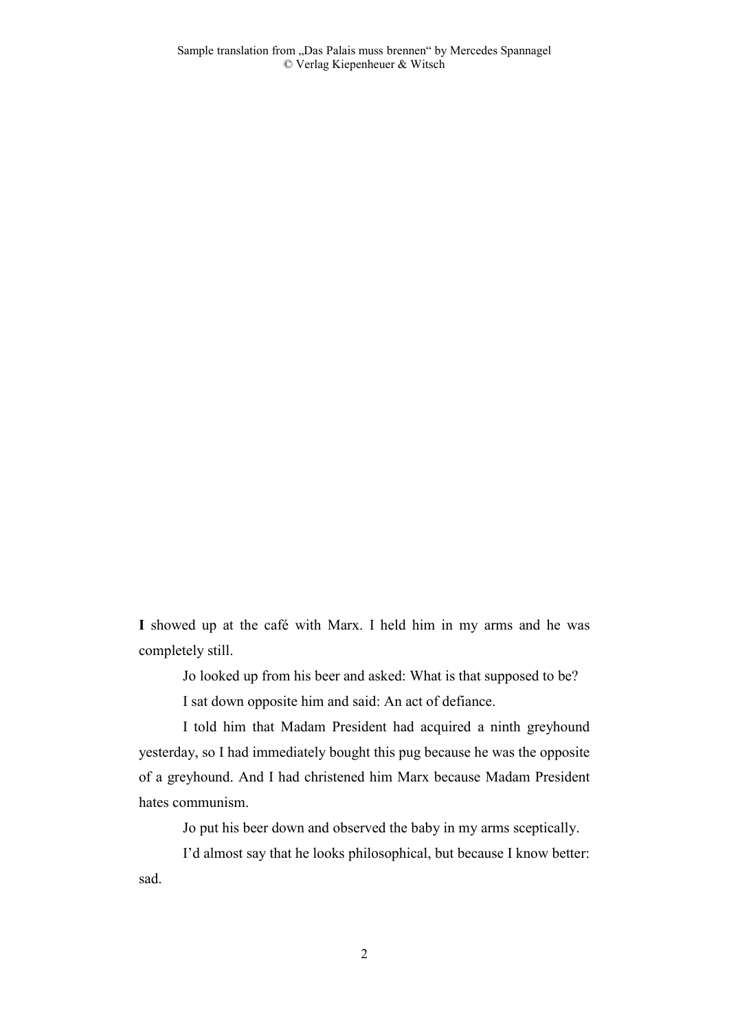**I** showed up at the café with Marx. I held him in my arms and he was completely still.

Jo looked up from his beer and asked: What is that supposed to be?

I sat down opposite him and said: An act of defiance.

I told him that Madam President had acquired a ninth greyhound yesterday, so I had immediately bought this pug because he was the opposite of a greyhound. And I had christened him Marx because Madam President hates communism.

Jo put his beer down and observed the baby in my arms sceptically.

I'd almost say that he looks philosophical, but because I know better: sad.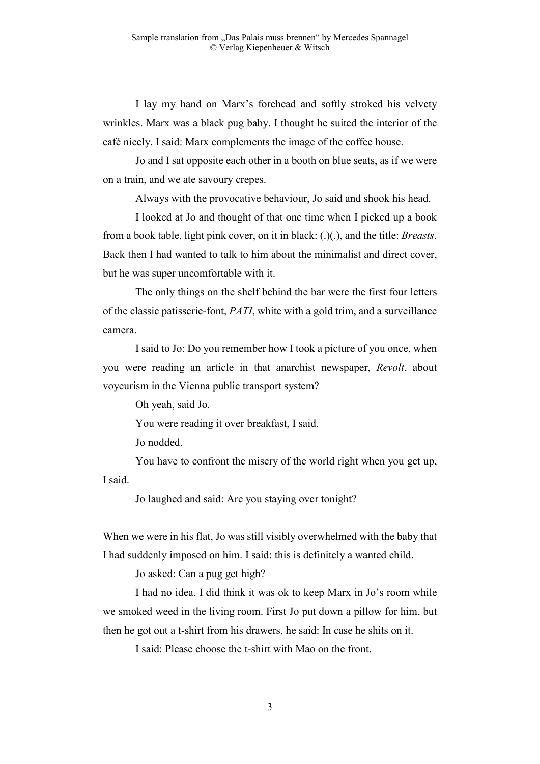I lay my hand on Marx's forehead and softly stroked his velvety wrinkles. Marx was a black pug baby. I thought he suited the interior of the café nicely. I said: Marx complements the image of the coffee house.

Jo and I sat opposite each other in a booth on blue seats, as if we were on a train, and we ate savoury crepes.

Always with the provocative behaviour, Jo said and shook his head.

I looked at Jo and thought of that one time when I picked up a book from a book table, light pink cover, on it in black: (.)(.), and the title: *Breasts*. Back then I had wanted to talk to him about the minimalist and direct cover, but he was super uncomfortable with it.

The only things on the shelf behind the bar were the first four letters of the classic patisserie-font, *PATI*, white with a gold trim, and a surveillance camera.

I said to Jo: Do you remember how I took a picture of you once, when you were reading an article in that anarchist newspaper, *Revolt*, about voyeurism in the Vienna public transport system?

Oh yeah, said Jo.

You were reading it over breakfast, I said.

Jo nodded.

You have to confront the misery of the world right when you get up, I said.

Jo laughed and said: Are you staying over tonight?

When we were in his flat, Jo was still visibly overwhelmed with the baby that I had suddenly imposed on him. I said: this is definitely a wanted child.

Jo asked: Can a pug get high?

I had no idea. I did think it was ok to keep Marx in Jo's room while we smoked weed in the living room. First Jo put down a pillow for him, but then he got out a t-shirt from his drawers, he said: In case he shits on it.

I said: Please choose the t-shirt with Mao on the front.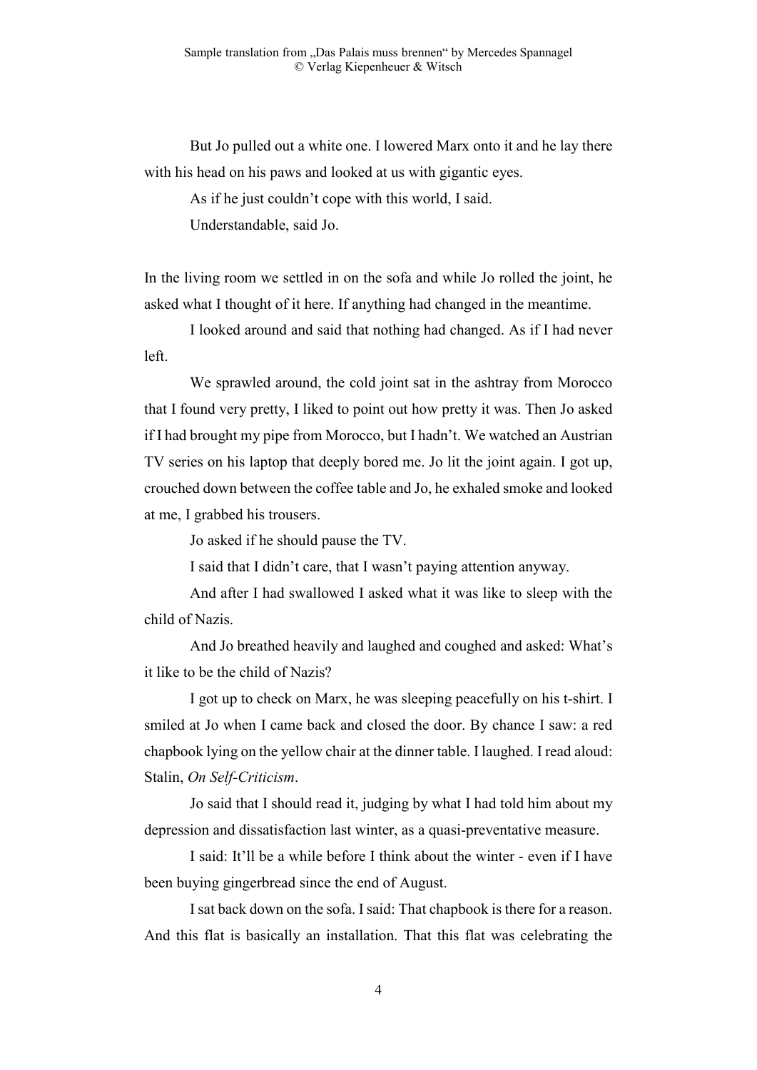But Jo pulled out a white one. I lowered Marx onto it and he lay there with his head on his paws and looked at us with gigantic eyes.

As if he just couldn't cope with this world, I said.

Understandable, said Jo.

In the living room we settled in on the sofa and while Jo rolled the joint, he asked what I thought of it here. If anything had changed in the meantime.

I looked around and said that nothing had changed. As if I had never left.

We sprawled around, the cold joint sat in the ashtray from Morocco that I found very pretty, I liked to point out how pretty it was. Then Jo asked if I had brought my pipe from Morocco, but I hadn't. We watched an Austrian TV series on his laptop that deeply bored me. Jo lit the joint again. I got up, crouched down between the coffee table and Jo, he exhaled smoke and looked at me, I grabbed his trousers.

Jo asked if he should pause the TV.

I said that I didn't care, that I wasn't paying attention anyway.

And after I had swallowed I asked what it was like to sleep with the child of Nazis.

And Jo breathed heavily and laughed and coughed and asked: What's it like to be the child of Nazis?

I got up to check on Marx, he was sleeping peacefully on his t-shirt. I smiled at Jo when I came back and closed the door. By chance I saw: a red chapbook lying on the yellow chair at the dinner table. I laughed. I read aloud: Stalin, *On Self-Criticism*.

Jo said that I should read it, judging by what I had told him about my depression and dissatisfaction last winter, as a quasi-preventative measure.

I said: It'll be a while before I think about the winter - even if I have been buying gingerbread since the end of August.

I sat back down on the sofa. I said: That chapbook is there for a reason. And this flat is basically an installation. That this flat was celebrating the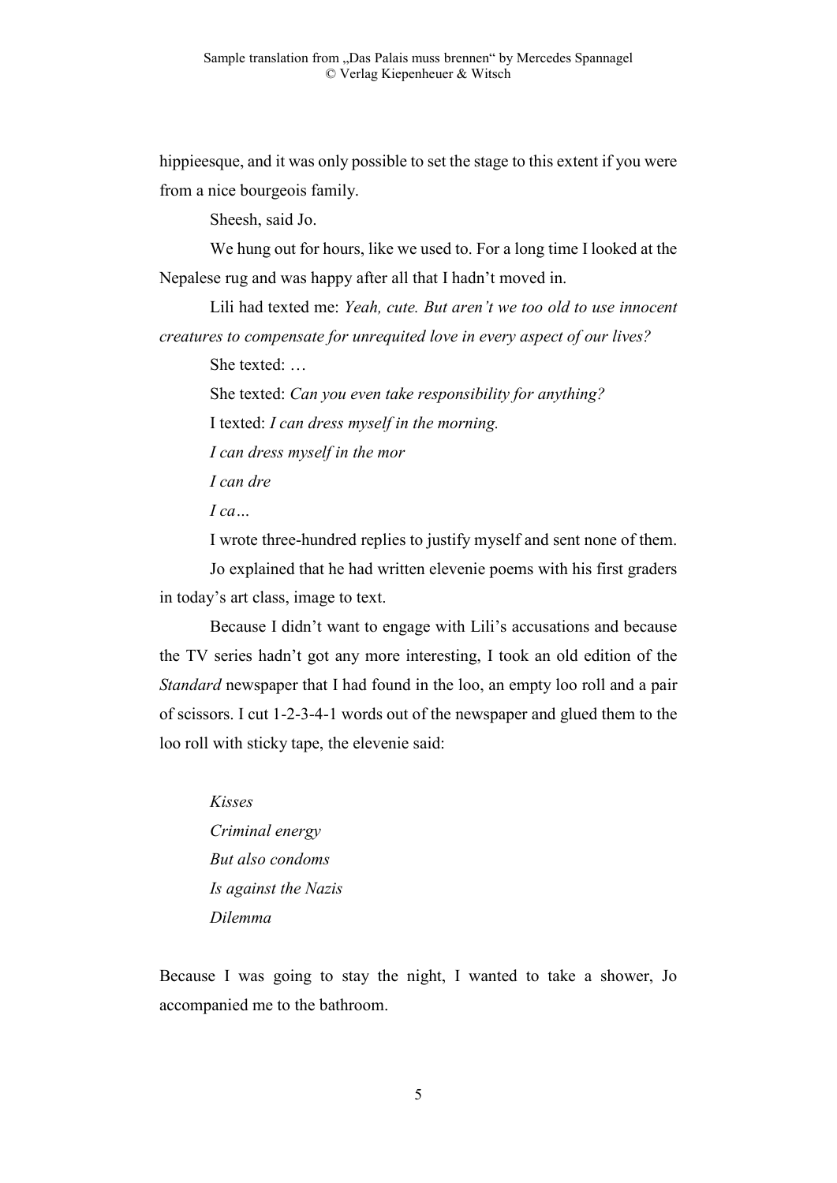hippieesque, and it was only possible to set the stage to this extent if you were from a nice bourgeois family.

Sheesh, said Jo.

We hung out for hours, like we used to. For a long time I looked at the Nepalese rug and was happy after all that I hadn't moved in.

Lili had texted me: *Yeah, cute. But aren't we too old to use innocent creatures to compensate for unrequited love in every aspect of our lives?*

She texted: …

She texted: *Can you even take responsibility for anything?*

I texted: *I can dress myself in the morning.*

*I can dress myself in the mor*

*I can dre*

*I ca…*

I wrote three-hundred replies to justify myself and sent none of them.

Jo explained that he had written elevenie poems with his first graders in today's art class, image to text.

Because I didn't want to engage with Lili's accusations and because the TV series hadn't got any more interesting, I took an old edition of the *Standard* newspaper that I had found in the loo, an empty loo roll and a pair of scissors. I cut 1-2-3-4-1 words out of the newspaper and glued them to the loo roll with sticky tape, the elevenie said:

*Kisses*
*Criminal energy*
*But also condoms*
*Is against the Nazis*
*Dilemma*

Because I was going to stay the night, I wanted to take a shower, Jo accompanied me to the bathroom.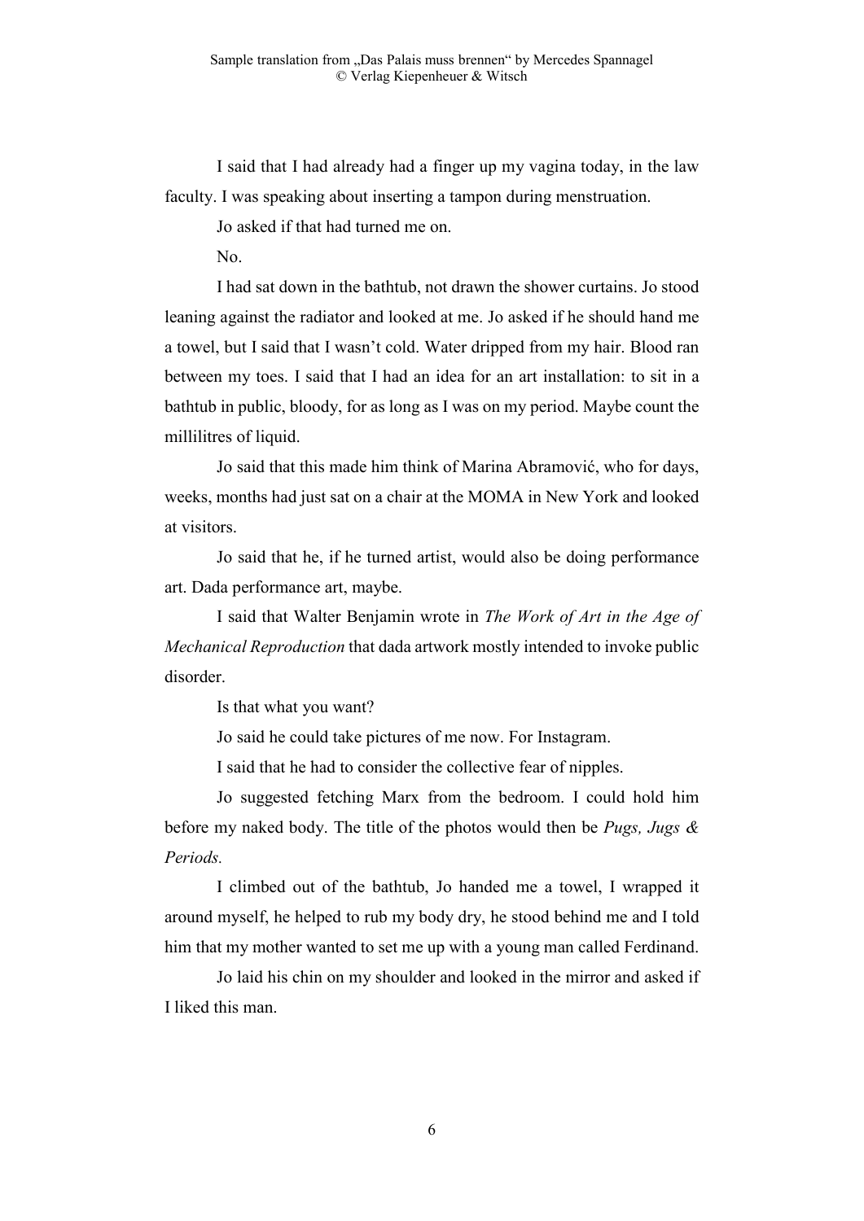I said that I had already had a finger up my vagina today, in the law faculty. I was speaking about inserting a tampon during menstruation.

Jo asked if that had turned me on.

No.

I had sat down in the bathtub, not drawn the shower curtains. Jo stood leaning against the radiator and looked at me. Jo asked if he should hand me a towel, but I said that I wasn't cold. Water dripped from my hair. Blood ran between my toes. I said that I had an idea for an art installation: to sit in a bathtub in public, bloody, for as long as I was on my period. Maybe count the millilitres of liquid.

Jo said that this made him think of Marina Abramović, who for days, weeks, months had just sat on a chair at the MOMA in New York and looked at visitors.

Jo said that he, if he turned artist, would also be doing performance art. Dada performance art, maybe.

I said that Walter Benjamin wrote in *The Work of Art in the Age of Mechanical Reproduction* that dada artwork mostly intended to invoke public disorder.

Is that what you want?

Jo said he could take pictures of me now. For Instagram.

I said that he had to consider the collective fear of nipples.

Jo suggested fetching Marx from the bedroom. I could hold him before my naked body. The title of the photos would then be *Pugs, Jugs & Periods.*

I climbed out of the bathtub, Jo handed me a towel, I wrapped it around myself, he helped to rub my body dry, he stood behind me and I told him that my mother wanted to set me up with a young man called Ferdinand.

Jo laid his chin on my shoulder and looked in the mirror and asked if I liked this man.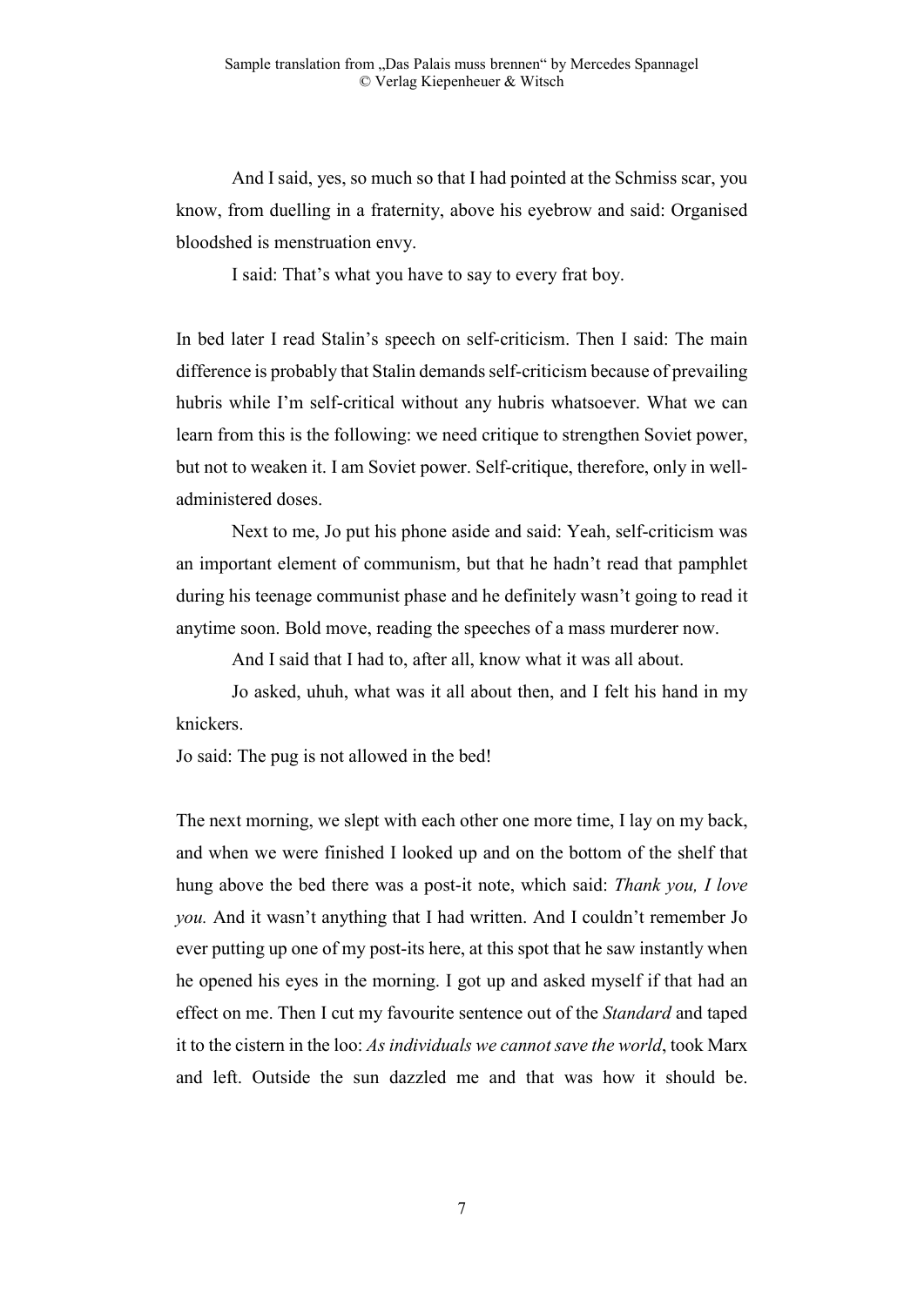And I said, yes, so much so that I had pointed at the Schmiss scar, you know, from duelling in a fraternity, above his eyebrow and said: Organised bloodshed is menstruation envy.

I said: That's what you have to say to every frat boy.

In bed later I read Stalin's speech on self-criticism. Then I said: The main difference is probably that Stalin demands self-criticism because of prevailing hubris while I'm self-critical without any hubris whatsoever. What we can learn from this is the following: we need critique to strengthen Soviet power, but not to weaken it. I am Soviet power. Self-critique, therefore, only in well-administered doses.

Next to me, Jo put his phone aside and said: Yeah, self-criticism was an important element of communism, but that he hadn't read that pamphlet during his teenage communist phase and he definitely wasn't going to read it anytime soon. Bold move, reading the speeches of a mass murderer now.

And I said that I had to, after all, know what it was all about.

Jo asked, uhuh, what was it all about then, and I felt his hand in my knickers.

Jo said: The pug is not allowed in the bed!

The next morning, we slept with each other one more time, I lay on my back, and when we were finished I looked up and on the bottom of the shelf that hung above the bed there was a post-it note, which said: *Thank you, I love you.* And it wasn't anything that I had written. And I couldn't remember Jo ever putting up one of my post-its here, at this spot that he saw instantly when he opened his eyes in the morning. I got up and asked myself if that had an effect on me. Then I cut my favourite sentence out of the *Standard* and taped it to the cistern in the loo: *As individuals we cannot save the world*, took Marx and left. Outside the sun dazzled me and that was how it should be.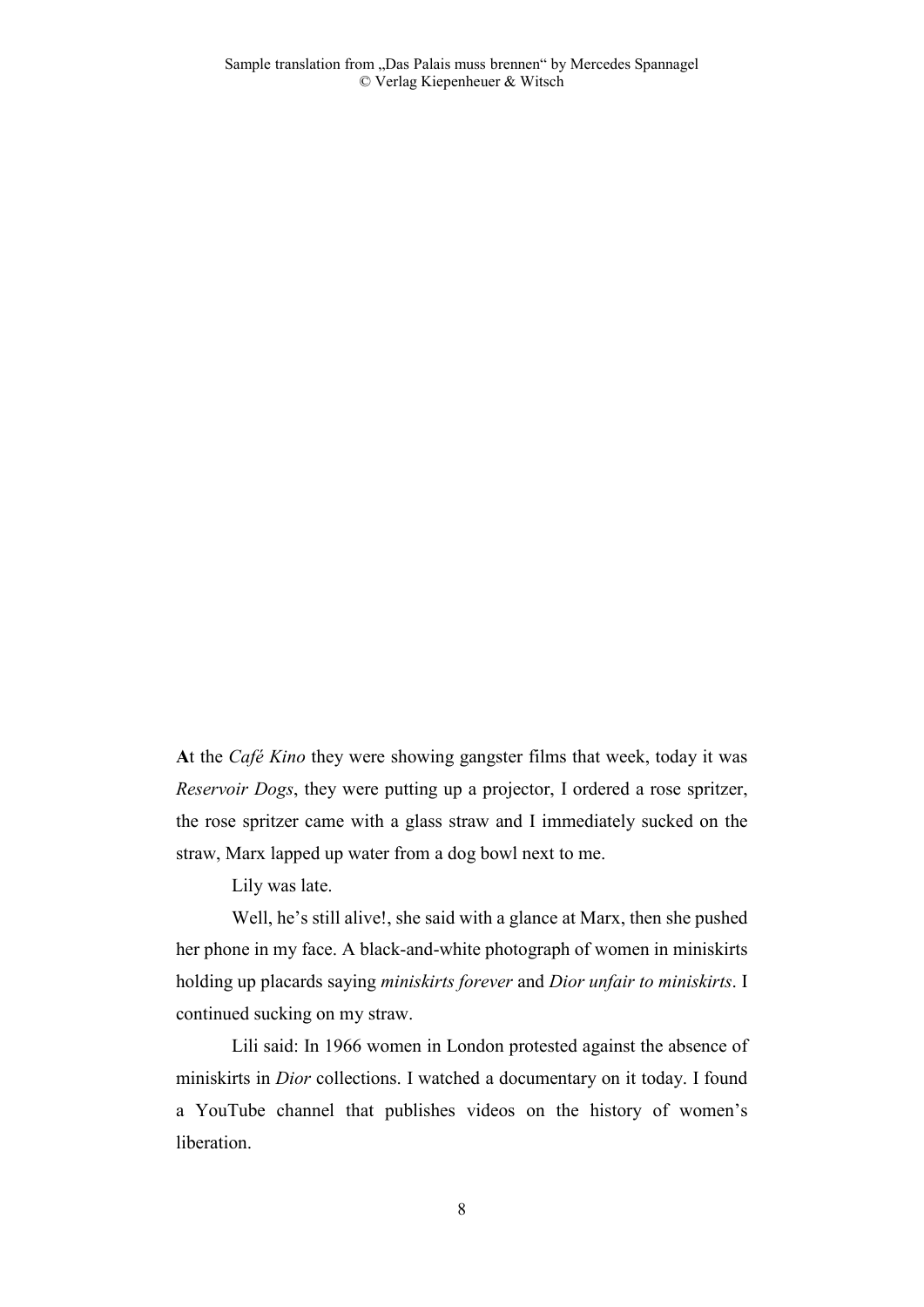**A**t the *Café Kino* they were showing gangster films that week, today it was *Reservoir Dogs*, they were putting up a projector, I ordered a rose spritzer, the rose spritzer came with a glass straw and I immediately sucked on the straw, Marx lapped up water from a dog bowl next to me.

Lily was late.

Well, he's still alive!, she said with a glance at Marx, then she pushed her phone in my face. A black-and-white photograph of women in miniskirts holding up placards saying *miniskirts forever* and *Dior unfair to miniskirts*. I continued sucking on my straw.

Lili said: In 1966 women in London protested against the absence of miniskirts in *Dior* collections. I watched a documentary on it today. I found a YouTube channel that publishes videos on the history of women's liberation.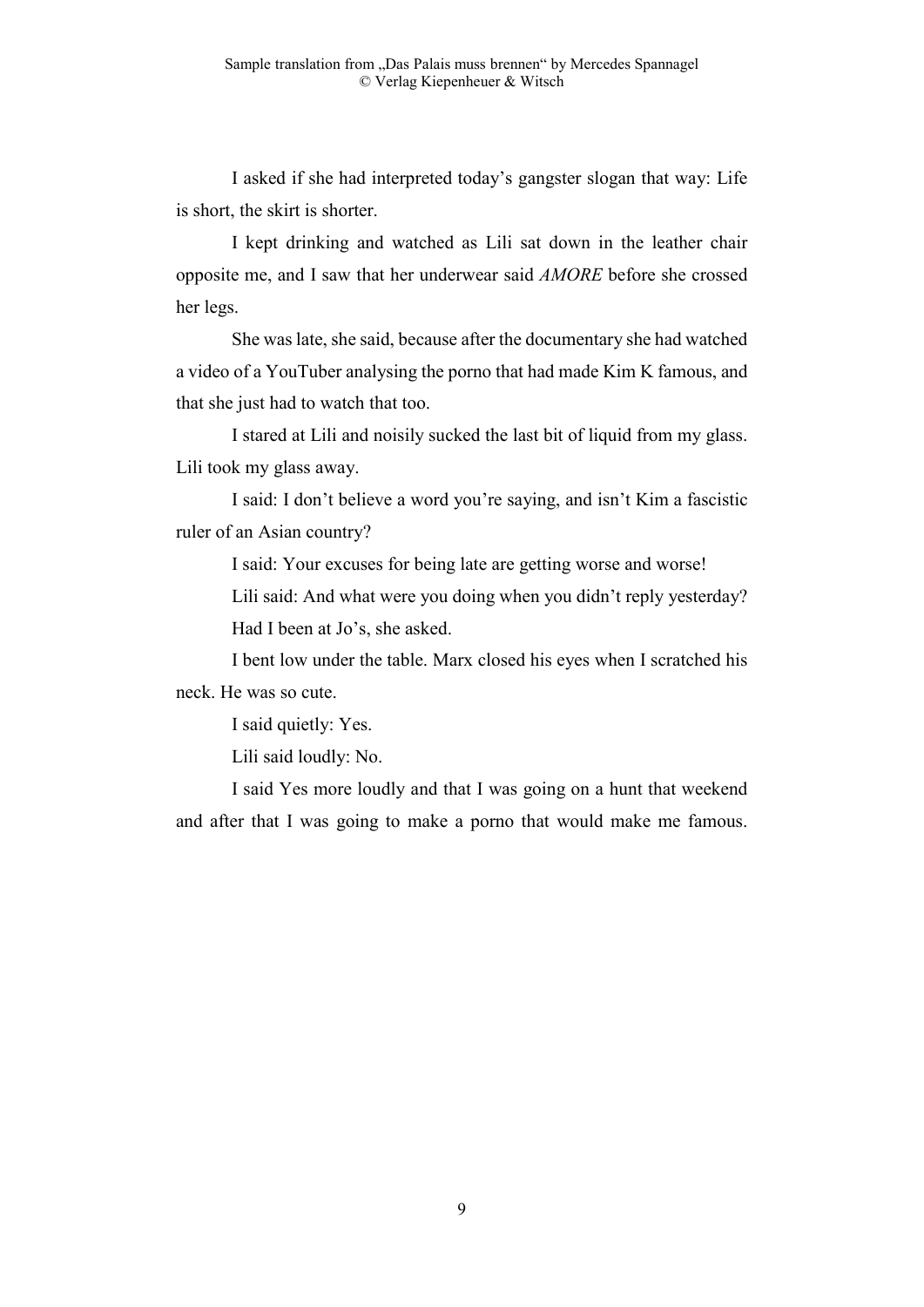I asked if she had interpreted today's gangster slogan that way: Life is short, the skirt is shorter.

I kept drinking and watched as Lili sat down in the leather chair opposite me, and I saw that her underwear said *AMORE* before she crossed her legs.

She was late, she said, because after the documentary she had watched a video of a YouTuber analysing the porno that had made Kim K famous, and that she just had to watch that too.

I stared at Lili and noisily sucked the last bit of liquid from my glass. Lili took my glass away.

I said: I don't believe a word you're saying, and isn't Kim a fascistic ruler of an Asian country?

I said: Your excuses for being late are getting worse and worse!

Lili said: And what were you doing when you didn't reply yesterday?

Had I been at Jo's, she asked.

I bent low under the table. Marx closed his eyes when I scratched his neck. He was so cute.

I said quietly: Yes.

Lili said loudly: No.

I said Yes more loudly and that I was going on a hunt that weekend and after that I was going to make a porno that would make me famous.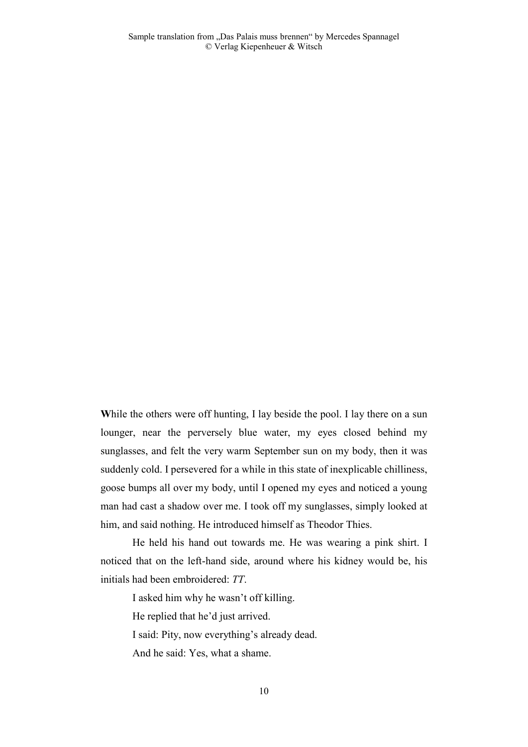**W**hile the others were off hunting, I lay beside the pool. I lay there on a sun lounger, near the perversely blue water, my eyes closed behind my sunglasses, and felt the very warm September sun on my body, then it was suddenly cold. I persevered for a while in this state of inexplicable chilliness, goose bumps all over my body, until I opened my eyes and noticed a young man had cast a shadow over me. I took off my sunglasses, simply looked at him, and said nothing. He introduced himself as Theodor Thies.

He held his hand out towards me. He was wearing a pink shirt. I noticed that on the left-hand side, around where his kidney would be, his initials had been embroidered: *TT*.

I asked him why he wasn't off killing.

He replied that he'd just arrived.

I said: Pity, now everything's already dead.

And he said: Yes, what a shame.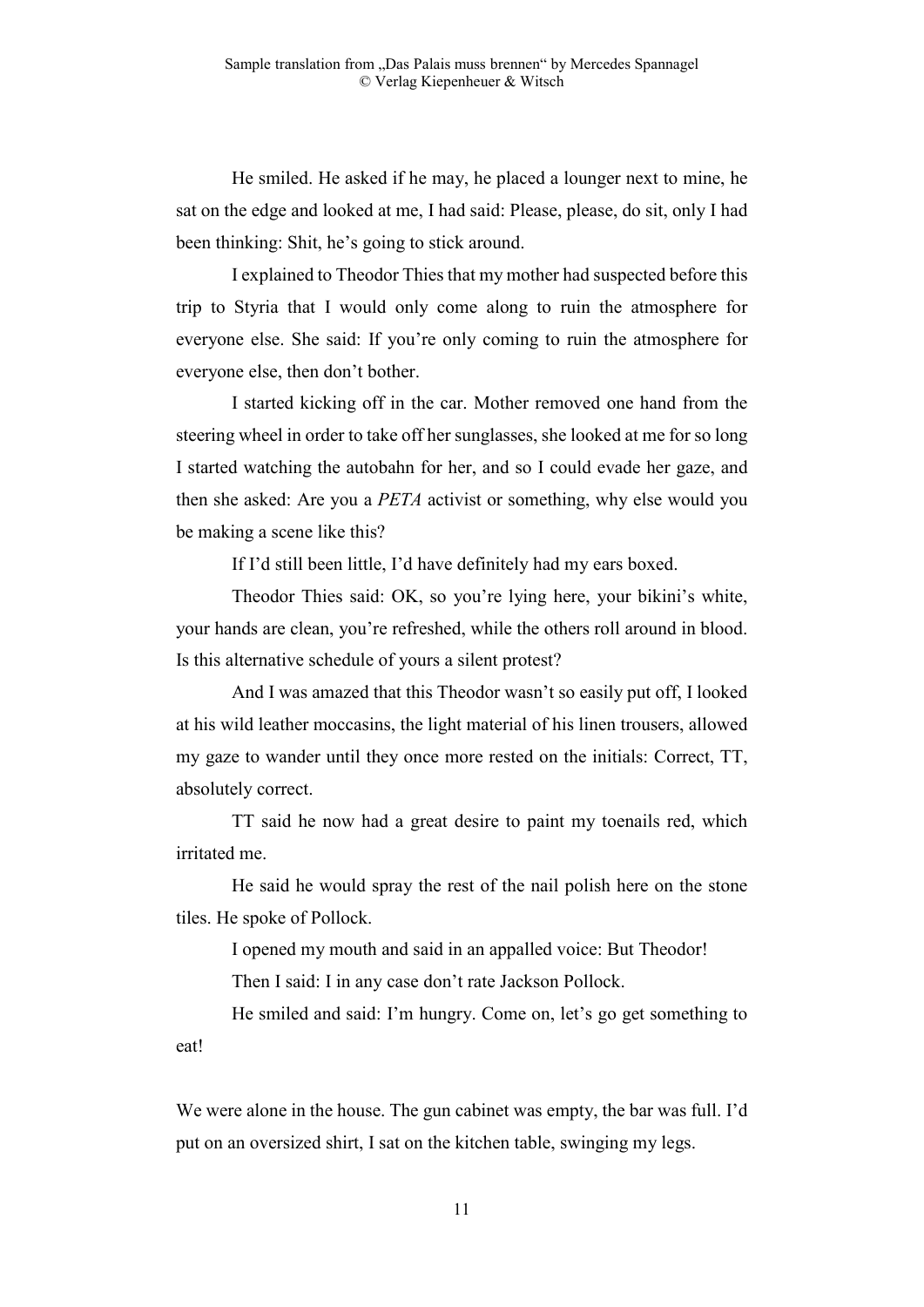He smiled. He asked if he may, he placed a lounger next to mine, he sat on the edge and looked at me, I had said: Please, please, do sit, only I had been thinking: Shit, he's going to stick around.

I explained to Theodor Thies that my mother had suspected before this trip to Styria that I would only come along to ruin the atmosphere for everyone else. She said: If you're only coming to ruin the atmosphere for everyone else, then don't bother.

I started kicking off in the car. Mother removed one hand from the steering wheel in order to take off her sunglasses, she looked at me for so long I started watching the autobahn for her, and so I could evade her gaze, and then she asked: Are you a *PETA* activist or something, why else would you be making a scene like this?

If I'd still been little, I'd have definitely had my ears boxed.

Theodor Thies said: OK, so you're lying here, your bikini's white, your hands are clean, you're refreshed, while the others roll around in blood. Is this alternative schedule of yours a silent protest?

And I was amazed that this Theodor wasn't so easily put off, I looked at his wild leather moccasins, the light material of his linen trousers, allowed my gaze to wander until they once more rested on the initials: Correct, TT, absolutely correct.

TT said he now had a great desire to paint my toenails red, which irritated me.

He said he would spray the rest of the nail polish here on the stone tiles. He spoke of Pollock.

I opened my mouth and said in an appalled voice: But Theodor!

Then I said: I in any case don't rate Jackson Pollock.

He smiled and said: I'm hungry. Come on, let's go get something to eat!

We were alone in the house. The gun cabinet was empty, the bar was full. I'd put on an oversized shirt, I sat on the kitchen table, swinging my legs.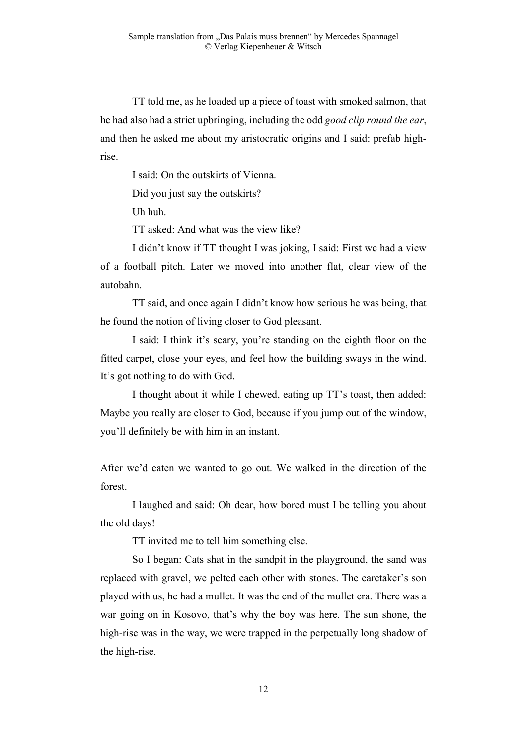TT told me, as he loaded up a piece of toast with smoked salmon, that he had also had a strict upbringing, including the odd *good clip round the ear*, and then he asked me about my aristocratic origins and I said: prefab high-rise.

I said: On the outskirts of Vienna.

Did you just say the outskirts?

Uh huh.

TT asked: And what was the view like?

I didn't know if TT thought I was joking, I said: First we had a view of a football pitch. Later we moved into another flat, clear view of the autobahn.

TT said, and once again I didn't know how serious he was being, that he found the notion of living closer to God pleasant.

I said: I think it's scary, you're standing on the eighth floor on the fitted carpet, close your eyes, and feel how the building sways in the wind. It's got nothing to do with God.

I thought about it while I chewed, eating up TT's toast, then added: Maybe you really are closer to God, because if you jump out of the window, you'll definitely be with him in an instant.

After we'd eaten we wanted to go out. We walked in the direction of the forest.

I laughed and said: Oh dear, how bored must I be telling you about the old days!

TT invited me to tell him something else.

So I began: Cats shat in the sandpit in the playground, the sand was replaced with gravel, we pelted each other with stones. The caretaker's son played with us, he had a mullet. It was the end of the mullet era. There was a war going on in Kosovo, that's why the boy was here. The sun shone, the high-rise was in the way, we were trapped in the perpetually long shadow of the high-rise.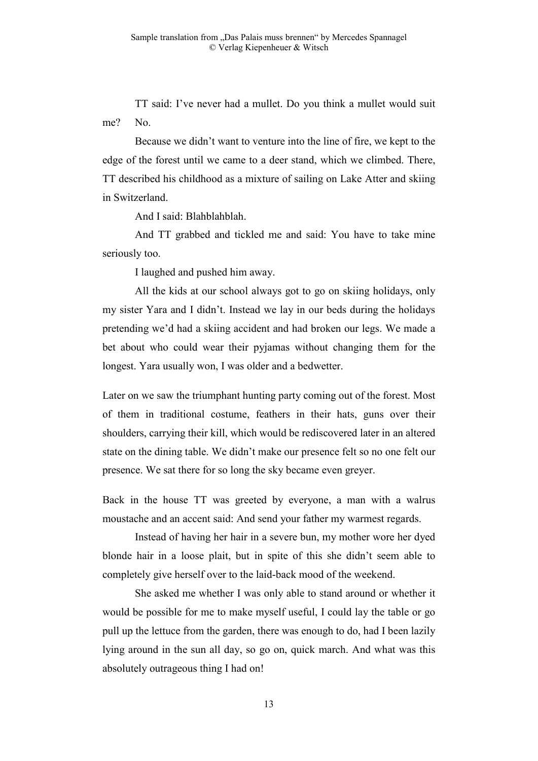TT said: I've never had a mullet. Do you think a mullet would suit me? No.

Because we didn't want to venture into the line of fire, we kept to the edge of the forest until we came to a deer stand, which we climbed. There, TT described his childhood as a mixture of sailing on Lake Atter and skiing in Switzerland.

And I said: Blahblahblah.

And TT grabbed and tickled me and said: You have to take mine seriously too.

I laughed and pushed him away.

All the kids at our school always got to go on skiing holidays, only my sister Yara and I didn't. Instead we lay in our beds during the holidays pretending we'd had a skiing accident and had broken our legs. We made a bet about who could wear their pyjamas without changing them for the longest. Yara usually won, I was older and a bedwetter.

Later on we saw the triumphant hunting party coming out of the forest. Most of them in traditional costume, feathers in their hats, guns over their shoulders, carrying their kill, which would be rediscovered later in an altered state on the dining table. We didn't make our presence felt so no one felt our presence. We sat there for so long the sky became even greyer.

Back in the house TT was greeted by everyone, a man with a walrus moustache and an accent said: And send your father my warmest regards.

Instead of having her hair in a severe bun, my mother wore her dyed blonde hair in a loose plait, but in spite of this she didn't seem able to completely give herself over to the laid-back mood of the weekend.

She asked me whether I was only able to stand around or whether it would be possible for me to make myself useful, I could lay the table or go pull up the lettuce from the garden, there was enough to do, had I been lazily lying around in the sun all day, so go on, quick march. And what was this absolutely outrageous thing I had on!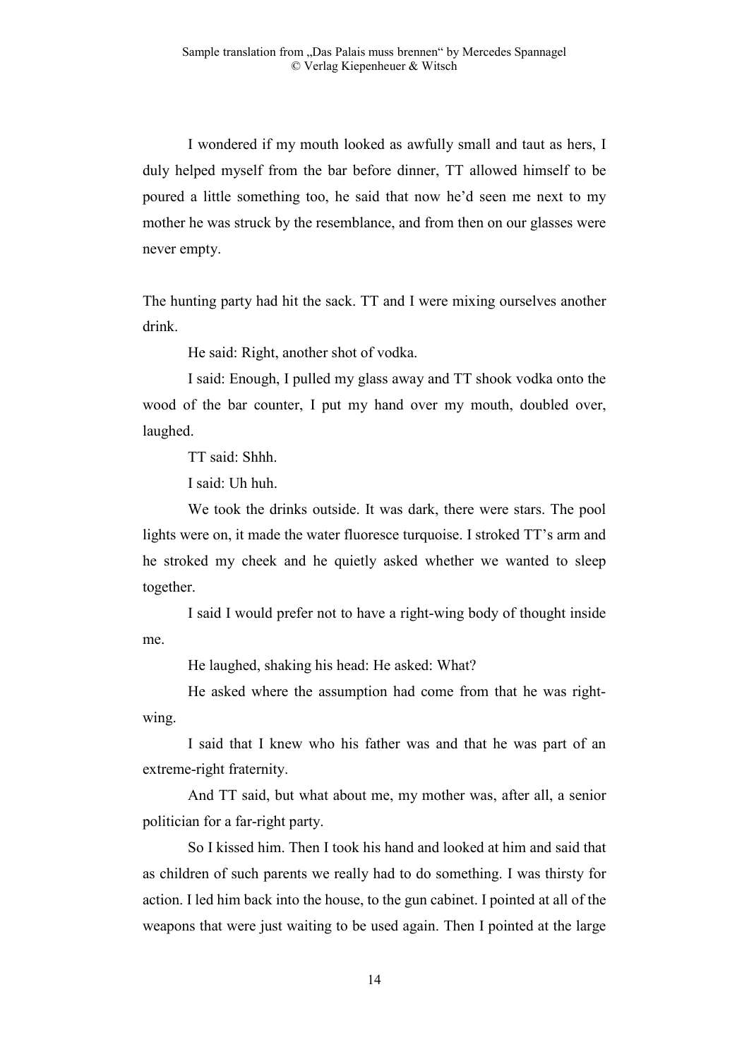I wondered if my mouth looked as awfully small and taut as hers, I duly helped myself from the bar before dinner, TT allowed himself to be poured a little something too, he said that now he'd seen me next to my mother he was struck by the resemblance, and from then on our glasses were never empty.

The hunting party had hit the sack. TT and I were mixing ourselves another drink.

He said: Right, another shot of vodka.

I said: Enough, I pulled my glass away and TT shook vodka onto the wood of the bar counter, I put my hand over my mouth, doubled over, laughed.

TT said: Shhh.

I said: Uh huh.

We took the drinks outside. It was dark, there were stars. The pool lights were on, it made the water fluoresce turquoise. I stroked TT's arm and he stroked my cheek and he quietly asked whether we wanted to sleep together.

I said I would prefer not to have a right-wing body of thought inside me.

He laughed, shaking his head: He asked: What?

He asked where the assumption had come from that he was right-wing.

I said that I knew who his father was and that he was part of an extreme-right fraternity.

And TT said, but what about me, my mother was, after all, a senior politician for a far-right party.

So I kissed him. Then I took his hand and looked at him and said that as children of such parents we really had to do something. I was thirsty for action. I led him back into the house, to the gun cabinet. I pointed at all of the weapons that were just waiting to be used again. Then I pointed at the large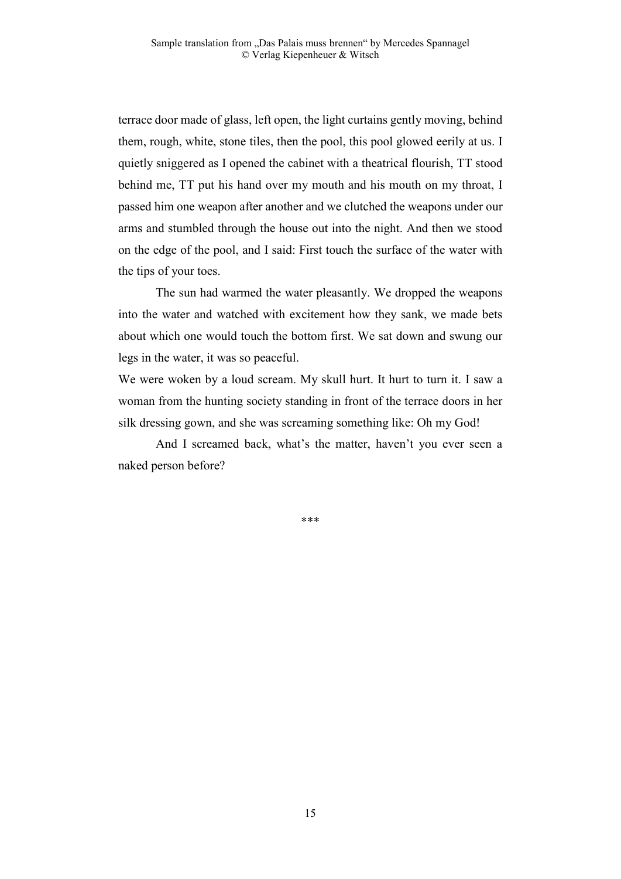terrace door made of glass, left open, the light curtains gently moving, behind them, rough, white, stone tiles, then the pool, this pool glowed eerily at us. I quietly sniggered as I opened the cabinet with a theatrical flourish, TT stood behind me, TT put his hand over my mouth and his mouth on my throat, I passed him one weapon after another and we clutched the weapons under our arms and stumbled through the house out into the night. And then we stood on the edge of the pool, and I said: First touch the surface of the water with the tips of your toes.

The sun had warmed the water pleasantly. We dropped the weapons into the water and watched with excitement how they sank, we made bets about which one would touch the bottom first. We sat down and swung our legs in the water, it was so peaceful.

We were woken by a loud scream. My skull hurt. It hurt to turn it. I saw a woman from the hunting society standing in front of the terrace doors in her silk dressing gown, and she was screaming something like: Oh my God!

And I screamed back, what's the matter, haven't you ever seen a naked person before?

***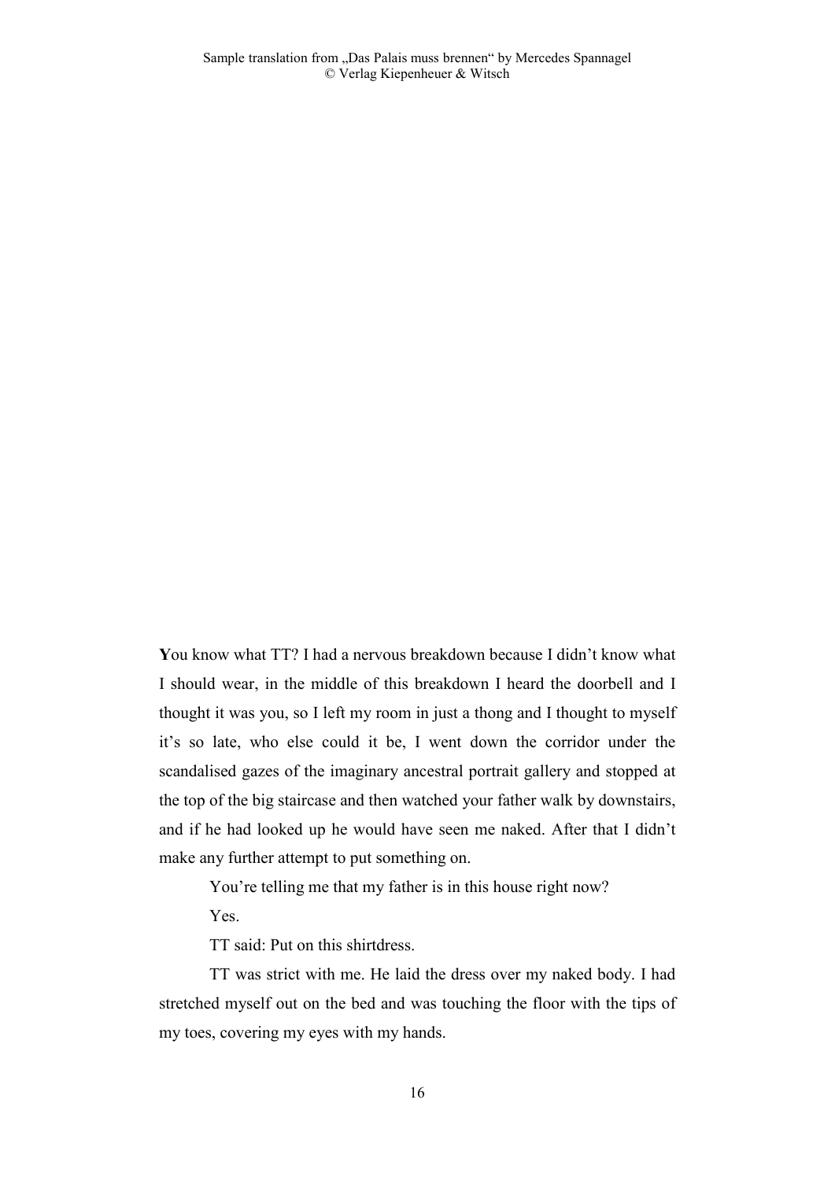**Y**ou know what TT? I had a nervous breakdown because I didn't know what I should wear, in the middle of this breakdown I heard the doorbell and I thought it was you, so I left my room in just a thong and I thought to myself it's so late, who else could it be, I went down the corridor under the scandalised gazes of the imaginary ancestral portrait gallery and stopped at the top of the big staircase and then watched your father walk by downstairs, and if he had looked up he would have seen me naked. After that I didn't make any further attempt to put something on.

You're telling me that my father is in this house right now?

Yes.

TT said: Put on this shirtdress.

TT was strict with me. He laid the dress over my naked body. I had stretched myself out on the bed and was touching the floor with the tips of my toes, covering my eyes with my hands.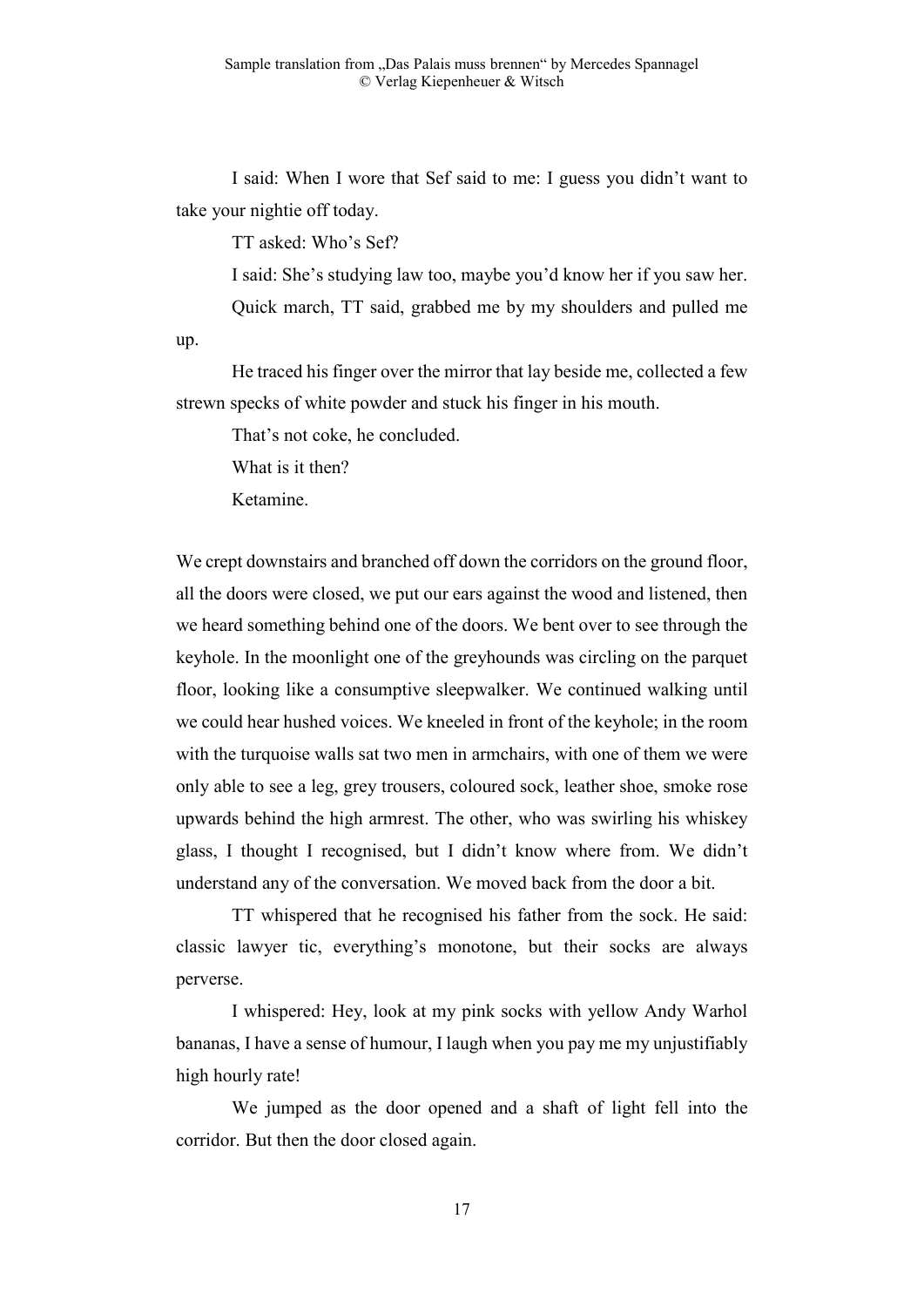I said: When I wore that Sef said to me: I guess you didn't want to take your nightie off today.

TT asked: Who's Sef?

I said: She's studying law too, maybe you'd know her if you saw her.

Quick march, TT said, grabbed me by my shoulders and pulled me up.

He traced his finger over the mirror that lay beside me, collected a few strewn specks of white powder and stuck his finger in his mouth.

That's not coke, he concluded.

What is it then?

Ketamine.

We crept downstairs and branched off down the corridors on the ground floor, all the doors were closed, we put our ears against the wood and listened, then we heard something behind one of the doors. We bent over to see through the keyhole. In the moonlight one of the greyhounds was circling on the parquet floor, looking like a consumptive sleepwalker. We continued walking until we could hear hushed voices. We kneeled in front of the keyhole; in the room with the turquoise walls sat two men in armchairs, with one of them we were only able to see a leg, grey trousers, coloured sock, leather shoe, smoke rose upwards behind the high armrest. The other, who was swirling his whiskey glass, I thought I recognised, but I didn't know where from. We didn't understand any of the conversation. We moved back from the door a bit.

TT whispered that he recognised his father from the sock. He said: classic lawyer tic, everything's monotone, but their socks are always perverse.

I whispered: Hey, look at my pink socks with yellow Andy Warhol bananas, I have a sense of humour, I laugh when you pay me my unjustifiably high hourly rate!

We jumped as the door opened and a shaft of light fell into the corridor. But then the door closed again.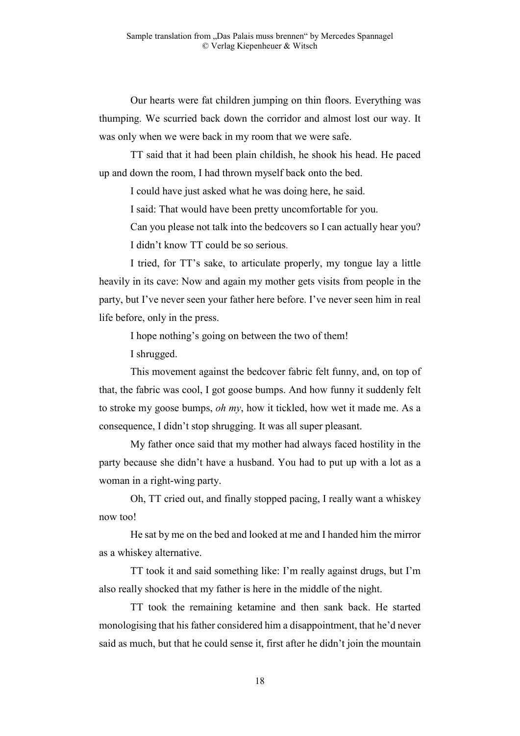Our hearts were fat children jumping on thin floors. Everything was thumping. We scurried back down the corridor and almost lost our way. It was only when we were back in my room that we were safe.

TT said that it had been plain childish, he shook his head. He paced up and down the room, I had thrown myself back onto the bed.

I could have just asked what he was doing here, he said.

I said: That would have been pretty uncomfortable for you.

Can you please not talk into the bedcovers so I can actually hear you?

I didn't know TT could be so serious.

I tried, for TT's sake, to articulate properly, my tongue lay a little heavily in its cave: Now and again my mother gets visits from people in the party, but I've never seen your father here before. I've never seen him in real life before, only in the press.

I hope nothing's going on between the two of them!

I shrugged.

This movement against the bedcover fabric felt funny, and, on top of that, the fabric was cool, I got goose bumps. And how funny it suddenly felt to stroke my goose bumps, *oh my*, how it tickled, how wet it made me. As a consequence, I didn't stop shrugging. It was all super pleasant.

My father once said that my mother had always faced hostility in the party because she didn't have a husband. You had to put up with a lot as a woman in a right-wing party.

Oh, TT cried out, and finally stopped pacing, I really want a whiskey now too!

He sat by me on the bed and looked at me and I handed him the mirror as a whiskey alternative.

TT took it and said something like: I'm really against drugs, but I'm also really shocked that my father is here in the middle of the night.

TT took the remaining ketamine and then sank back. He started monologising that his father considered him a disappointment, that he'd never said as much, but that he could sense it, first after he didn't join the mountain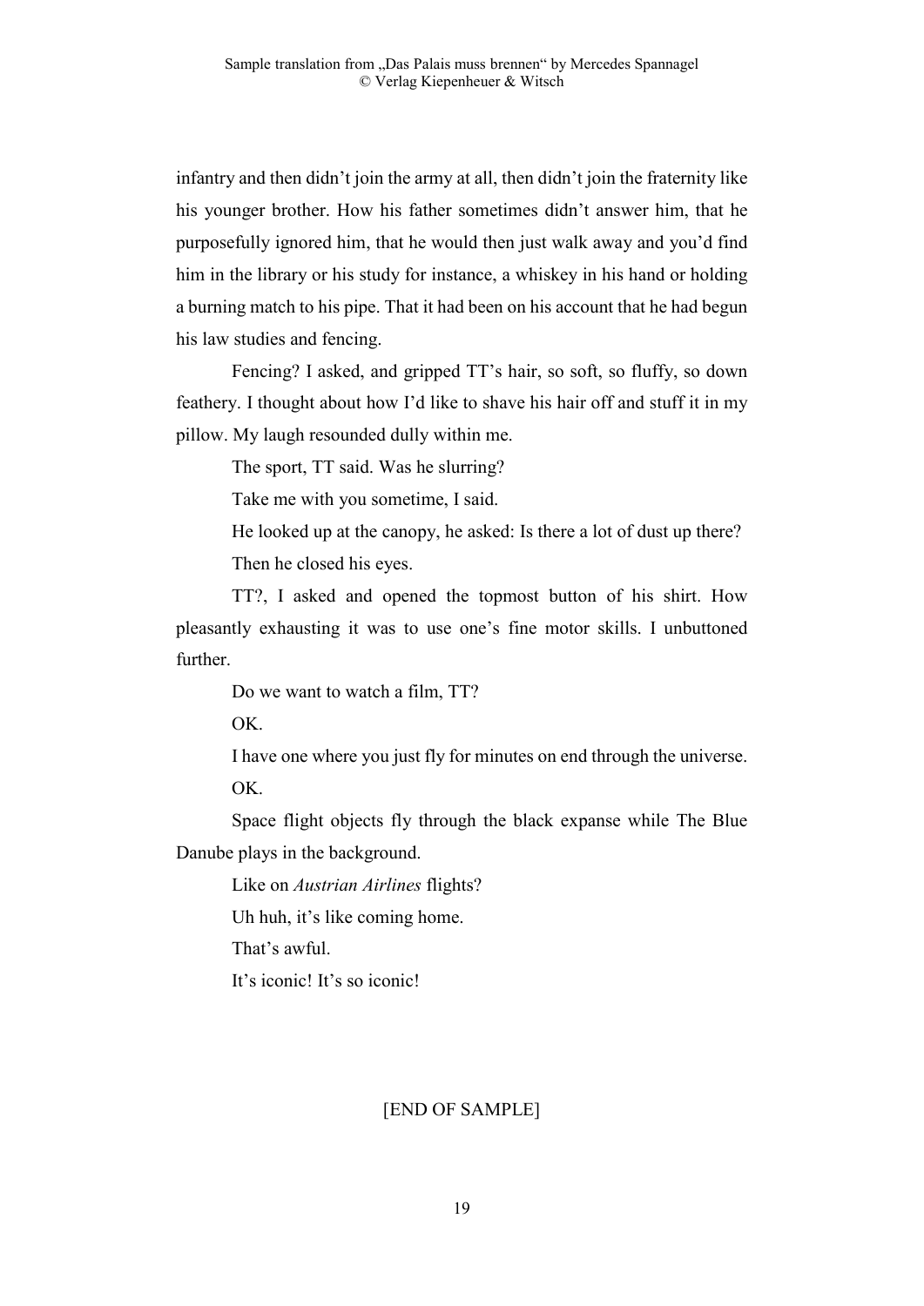infantry and then didn't join the army at all, then didn't join the fraternity like his younger brother. How his father sometimes didn't answer him, that he purposefully ignored him, that he would then just walk away and you'd find him in the library or his study for instance, a whiskey in his hand or holding a burning match to his pipe. That it had been on his account that he had begun his law studies and fencing.

Fencing? I asked, and gripped TT's hair, so soft, so fluffy, so down feathery. I thought about how I'd like to shave his hair off and stuff it in my pillow. My laugh resounded dully within me.

The sport, TT said. Was he slurring?

Take me with you sometime, I said.

He looked up at the canopy, he asked: Is there a lot of dust up there?

Then he closed his eyes.

TT?, I asked and opened the topmost button of his shirt. How pleasantly exhausting it was to use one's fine motor skills. I unbuttoned further.

Do we want to watch a film, TT?

OK.

I have one where you just fly for minutes on end through the universe.

OK.

Space flight objects fly through the black expanse while The Blue Danube plays in the background.

Like on *Austrian Airlines* flights?

Uh huh, it's like coming home.

That's awful.

It's iconic! It's so iconic!

[END OF SAMPLE]